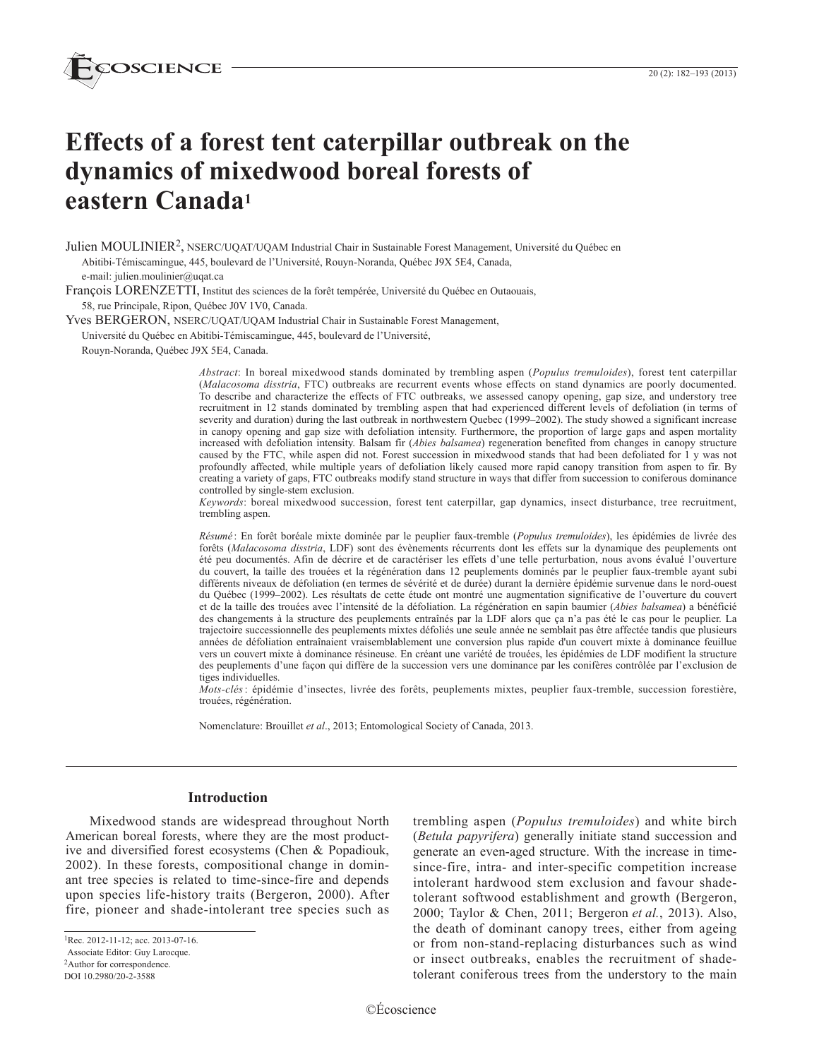# Effects of a forest tent caterpillar outbreak on the dynamics of mixedwood boreal forests of eastern Canada[1]

Julien MOULINIER[2], NSERC/UQAT/UQAM Industrial Chair in Sustainable Forest Management, Université du Québec en Abitibi-Témiscamingue, 445, boulevard de l'Université, Rouyn-Noranda, Québec J9X 5E4, Canada, e-mail: julien.moulinier@uqat.ca

François LORENZETTI, Institut des sciences de la forêt tempérée, Université du Québec en Outaouais, 58, rue Principale, Ripon, Québec J0V 1V0, Canada.

Yves BERGERON, NSERC/UQAT/UQAM Industrial Chair in Sustainable Forest Management, Université du Québec en Abitibi-Témiscamingue, 445, boulevard de l'Université, Rouyn-Noranda, Québec J9X 5E4, Canada.

*Abstract*: In boreal mixedwood stands dominated by trembling aspen (*Populus tremuloides*), forest tent caterpillar (*Malacosoma disstria*, FTC) outbreaks are recurrent events whose effects on stand dynamics are poorly documented. To describe and characterize the effects of FTC outbreaks, we assessed canopy opening, gap size, and understory tree recruitment in 12 stands dominated by trembling aspen that had experienced different levels of defoliation (in terms of severity and duration) during the last outbreak in northwestern Quebec (1999–2002). The study showed a significant increase in canopy opening and gap size with defoliation intensity. Furthermore, the proportion of large gaps and aspen mortality increased with defoliation intensity. Balsam fir (*Abies balsamea*) regeneration benefited from changes in canopy structure caused by the FTC, while aspen did not. Forest succession in mixedwood stands that had been defoliated for 1 y was not profoundly affected, while multiple years of defoliation likely caused more rapid canopy transition from aspen to fir. By creating a variety of gaps, FTC outbreaks modify stand structure in ways that differ from succession to coniferous dominance controlled by single-stem exclusion.

*Keywords*: boreal mixedwood succession, forest tent caterpillar, gap dynamics, insect disturbance, tree recruitment, trembling aspen.

*Résumé* : En forêt boréale mixte dominée par le peuplier faux-tremble (*Populus tremuloides*), les épidémies de livrée des forêts (*Malacosoma disstria*, LDF) sont des évènements récurrents dont les effets sur la dynamique des peuplements ont été peu documentés. Afin de décrire et de caractériser les effets d'une telle perturbation, nous avons évalué l'ouverture du couvert, la taille des trouées et la régénération dans 12 peuplements dominés par le peuplier faux-tremble ayant subi différents niveaux de défoliation (en termes de sévérité et de durée) durant la dernière épidémie survenue dans le nord-ouest du Québec (1999–2002). Les résultats de cette étude ont montré une augmentation significative de l'ouverture du couvert et de la taille des trouées avec l'intensité de la défoliation. La régénération en sapin baumier (*Abies balsamea*) a bénéficié des changements à la structure des peuplements entraînés par la LDF alors que ça n'a pas été le cas pour le peuplier. La trajectoire successionnelle des peuplements mixtes défoliés une seule année ne semblait pas être affectée tandis que plusieurs années de défoliation entraînaient vraisemblablement une conversion plus rapide d'un couvert mixte à dominance feuillue vers un couvert mixte à dominance résineuse. En créant une variété de trouées, les épidémies de LDF modifient la structure des peuplements d'une façon qui diffère de la succession vers une dominance par les conifères contrôlée par l'exclusion de tiges individuelles.

*Mots-clés* : épidémie d'insectes, livrée des forêts, peuplements mixtes, peuplier faux-tremble, succession forestière, trouées, régénération.

Nomenclature: Brouillet *et al*., 2013; Entomological Society of Canada, 2013.

## Introduction

Mixedwood stands are widespread throughout North American boreal forests, where they are the most productive and diversified forest ecosystems (Chen & Popadiouk, 2002). In these forests, compositional change in dominant tree species is related to time-since-fire and depends upon species life-history traits (Bergeron, 2000). After fire, pioneer and shade-intolerant tree species such as trembling aspen (*Populus tremuloides*) and white birch (*Betula papyrifera*) generally initiate stand succession and generate an even-aged structure. With the increase in time-since-fire, intra- and inter-specific competition increase intolerant hardwood stem exclusion and favour shade-tolerant softwood establishment and growth (Bergeron, 2000; Taylor & Chen, 2011; Bergeron *et al.*, 2013). Also, the death of dominant canopy trees, either from ageing or from non-stand-replacing disturbances such as wind or insect outbreaks, enables the recruitment of shade-tolerant coniferous trees from the understory to the main

[1]Rec. 2012-11-12; acc. 2013-07-16.
Associate Editor: Guy Larocque.
[2]Author for correspondence.
DOI 10.2980/20-2-3588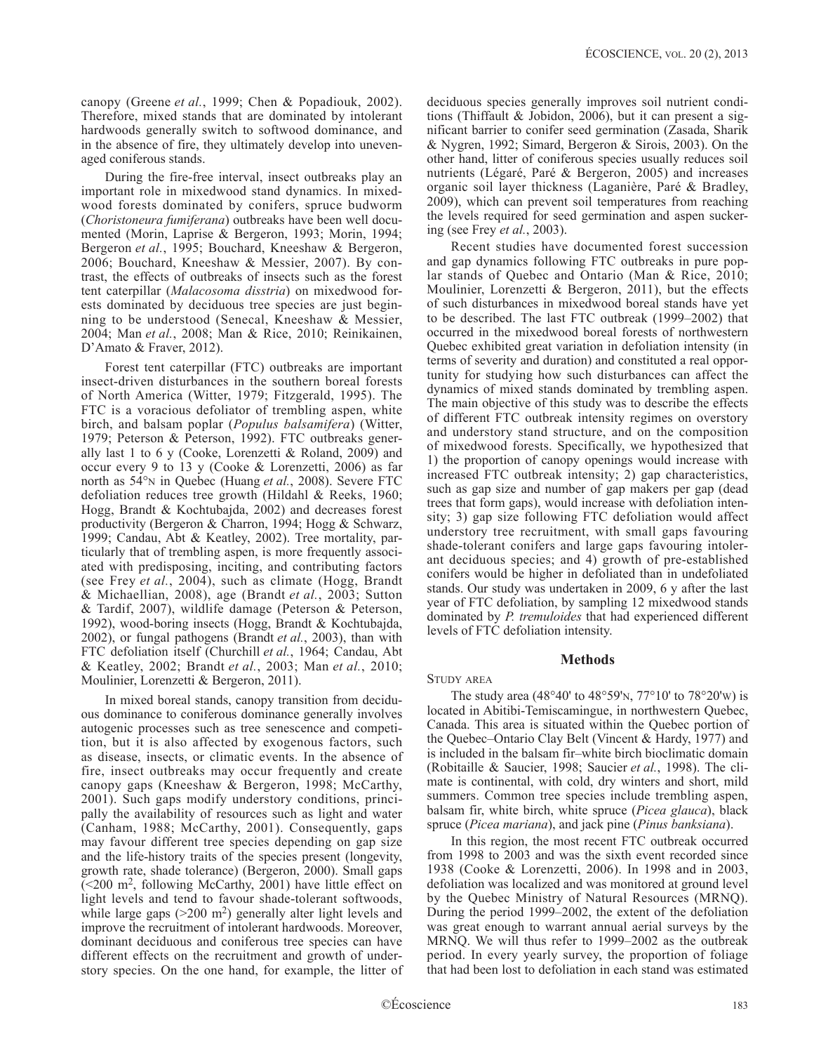canopy (Greene *et al.*, 1999; Chen & Popadiouk, 2002). Therefore, mixed stands that are dominated by intolerant hardwoods generally switch to softwood dominance, and in the absence of fire, they ultimately develop into unevenaged coniferous stands.

During the fire-free interval, insect outbreaks play an important role in mixedwood stand dynamics. In mixedwood forests dominated by conifers, spruce budworm (*Choristoneura fumiferana*) outbreaks have been well documented (Morin, Laprise & Bergeron, 1993; Morin, 1994; Bergeron *et al.*, 1995; Bouchard, Kneeshaw & Bergeron, 2006; Bouchard, Kneeshaw & Messier, 2007). By contrast, the effects of outbreaks of insects such as the forest tent caterpillar (*Malacosoma disstria*) on mixedwood forests dominated by deciduous tree species are just beginning to be understood (Senecal, Kneeshaw & Messier, 2004; Man *et al.*, 2008; Man & Rice, 2010; Reinikainen, D'Amato & Fraver, 2012).

Forest tent caterpillar (FTC) outbreaks are important insect-driven disturbances in the southern boreal forests of North America (Witter, 1979; Fitzgerald, 1995). The FTC is a voracious defoliator of trembling aspen, white birch, and balsam poplar (*Populus balsamifera*) (Witter, 1979; Peterson & Peterson, 1992). FTC outbreaks generally last 1 to 6 y (Cooke, Lorenzetti & Roland, 2009) and occur every 9 to 13 y (Cooke & Lorenzetti, 2006) as far north as 54°N in Quebec (Huang *et al.*, 2008). Severe FTC defoliation reduces tree growth (Hildahl & Reeks, 1960; Hogg, Brandt & Kochtubajda, 2002) and decreases forest productivity (Bergeron & Charron, 1994; Hogg & Schwarz, 1999; Candau, Abt & Keatley, 2002). Tree mortality, particularly that of trembling aspen, is more frequently associated with predisposing, inciting, and contributing factors (see Frey *et al.*, 2004), such as climate (Hogg, Brandt & Michaellian, 2008), age (Brandt *et al.*, 2003; Sutton & Tardif, 2007), wildlife damage (Peterson & Peterson, 1992), wood-boring insects (Hogg, Brandt & Kochtubajda, 2002), or fungal pathogens (Brandt *et al.*, 2003), than with FTC defoliation itself (Churchill *et al.*, 1964; Candau, Abt & Keatley, 2002; Brandt *et al.*, 2003; Man *et al.*, 2010; Moulinier, Lorenzetti & Bergeron, 2011).

In mixed boreal stands, canopy transition from deciduous dominance to coniferous dominance generally involves autogenic processes such as tree senescence and competition, but it is also affected by exogenous factors, such as disease, insects, or climatic events. In the absence of fire, insect outbreaks may occur frequently and create canopy gaps (Kneeshaw & Bergeron, 1998; McCarthy, 2001). Such gaps modify understory conditions, principally the availability of resources such as light and water (Canham, 1988; McCarthy, 2001). Consequently, gaps may favour different tree species depending on gap size and the life-history traits of the species present (longevity, growth rate, shade tolerance) (Bergeron, 2000). Small gaps ($<200$ m$^2$, following McCarthy, 2001) have little effect on light levels and tend to favour shade-tolerant softwoods, while large gaps ($>200$ m$^2$) generally alter light levels and improve the recruitment of intolerant hardwoods. Moreover, dominant deciduous and coniferous tree species can have different effects on the recruitment and growth of understory species. On the one hand, for example, the litter of deciduous species generally improves soil nutrient conditions (Thiffault & Jobidon, 2006), but it can present a significant barrier to conifer seed germination (Zasada, Sharik & Nygren, 1992; Simard, Bergeron & Sirois, 2003). On the other hand, litter of coniferous species usually reduces soil nutrients (Légaré, Paré & Bergeron, 2005) and increases organic soil layer thickness (Laganière, Paré & Bradley, 2009), which can prevent soil temperatures from reaching the levels required for seed germination and aspen suckering (see Frey *et al.*, 2003).

Recent studies have documented forest succession and gap dynamics following FTC outbreaks in pure poplar stands of Quebec and Ontario (Man & Rice, 2010; Moulinier, Lorenzetti & Bergeron, 2011), but the effects of such disturbances in mixedwood boreal stands have yet to be described. The last FTC outbreak (1999–2002) that occurred in the mixedwood boreal forests of northwestern Quebec exhibited great variation in defoliation intensity (in terms of severity and duration) and constituted a real opportunity for studying how such disturbances can affect the dynamics of mixed stands dominated by trembling aspen. The main objective of this study was to describe the effects of different FTC outbreak intensity regimes on overstory and understory stand structure, and on the composition of mixedwood forests. Specifically, we hypothesized that 1) the proportion of canopy openings would increase with increased FTC outbreak intensity; 2) gap characteristics, such as gap size and number of gap makers per gap (dead trees that form gaps), would increase with defoliation intensity; 3) gap size following FTC defoliation would affect understory tree recruitment, with small gaps favouring shade-tolerant conifers and large gaps favouring intolerant deciduous species; and 4) growth of pre-established conifers would be higher in defoliated than in undefoliated stands. Our study was undertaken in 2009, 6 y after the last year of FTC defoliation, by sampling 12 mixedwood stands dominated by *P. tremuloides* that had experienced different levels of FTC defoliation intensity.

## Methods

### Study area

The study area (48°40' to 48°59'N, 77°10' to 78°20'W) is located in Abitibi-Temiscamingue, in northwestern Quebec, Canada. This area is situated within the Quebec portion of the Quebec–Ontario Clay Belt (Vincent & Hardy, 1977) and is included in the balsam fir–white birch bioclimatic domain (Robitaille & Saucier, 1998; Saucier *et al.*, 1998). The climate is continental, with cold, dry winters and short, mild summers. Common tree species include trembling aspen, balsam fir, white birch, white spruce (*Picea glauca*), black spruce (*Picea mariana*), and jack pine (*Pinus banksiana*).

In this region, the most recent FTC outbreak occurred from 1998 to 2003 and was the sixth event recorded since 1938 (Cooke & Lorenzetti, 2006). In 1998 and in 2003, defoliation was localized and was monitored at ground level by the Quebec Ministry of Natural Resources (MRNQ). During the period 1999–2002, the extent of the defoliation was great enough to warrant annual aerial surveys by the MRNQ. We will thus refer to 1999–2002 as the outbreak period. In every yearly survey, the proportion of foliage that had been lost to defoliation in each stand was estimated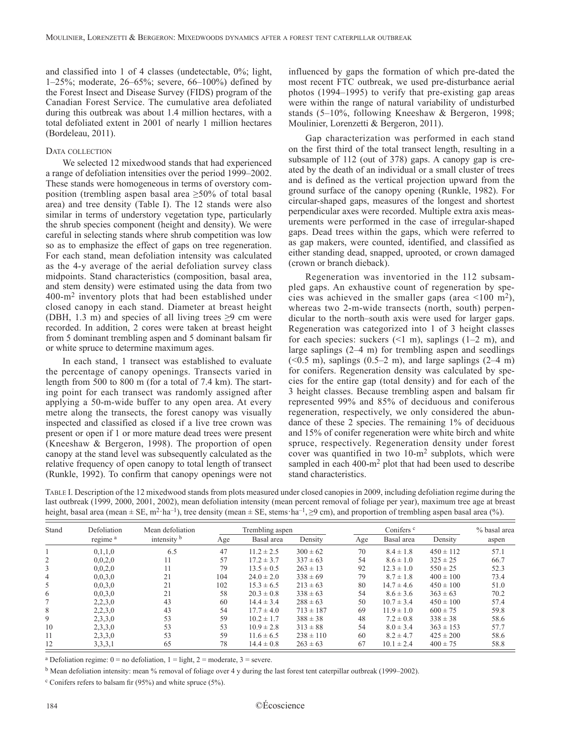and classified into 1 of 4 classes (undetectable, 0%; light, 1–25%; moderate, 26–65%; severe, 66–100%) defined by the Forest Insect and Disease Survey (FIDS) program of the Canadian Forest Service. The cumulative area defoliated during this outbreak was about 1.4 million hectares, with a total defoliated extent in 2001 of nearly 1 million hectares (Bordeleau, 2011).

### Data collection

We selected 12 mixedwood stands that had experienced a range of defoliation intensities over the period 1999–2002. These stands were homogeneous in terms of overstory composition (trembling aspen basal area ≥50% of total basal area) and tree density (Table I). The 12 stands were also similar in terms of understory vegetation type, particularly the shrub species component (height and density). We were careful in selecting stands where shrub competition was low so as to emphasize the effect of gaps on tree regeneration. For each stand, mean defoliation intensity was calculated as the 4-y average of the aerial defoliation survey class midpoints. Stand characteristics (composition, basal area, and stem density) were estimated using the data from two 400-m$^2$ inventory plots that had been established under closed canopy in each stand. Diameter at breast height (DBH, 1.3 m) and species of all living trees ≥9 cm were recorded. In addition, 2 cores were taken at breast height from 5 dominant trembling aspen and 5 dominant balsam fir or white spruce to determine maximum ages.

In each stand, 1 transect was established to evaluate the percentage of canopy openings. Transects varied in length from 500 to 800 m (for a total of 7.4 km). The starting point for each transect was randomly assigned after applying a 50-m-wide buffer to any open area. At every metre along the transects, the forest canopy was visually inspected and classified as closed if a live tree crown was present or open if 1 or more mature dead trees were present (Kneeshaw & Bergeron, 1998). The proportion of open canopy at the stand level was subsequently calculated as the relative frequency of open canopy to total length of transect (Runkle, 1992). To confirm that canopy openings were not influenced by gaps the formation of which pre-dated the most recent FTC outbreak, we used pre-disturbance aerial photos (1994–1995) to verify that pre-existing gap areas were within the range of natural variability of undisturbed stands (5–10%, following Kneeshaw & Bergeron, 1998; Moulinier, Lorenzetti & Bergeron, 2011).

Gap characterization was performed in each stand on the first third of the total transect length, resulting in a subsample of 112 (out of 378) gaps. A canopy gap is created by the death of an individual or a small cluster of trees and is defined as the vertical projection upward from the ground surface of the canopy opening (Runkle, 1982). For circular-shaped gaps, measures of the longest and shortest perpendicular axes were recorded. Multiple extra axis measurements were performed in the case of irregular-shaped gaps. Dead trees within the gaps, which were referred to as gap makers, were counted, identified, and classified as either standing dead, snapped, uprooted, or crown damaged (crown or branch dieback).

Regeneration was inventoried in the 112 subsampled gaps. An exhaustive count of regeneration by species was achieved in the smaller gaps (area <100 m$^2$), whereas two 2-m-wide transects (north, south) perpendicular to the north–south axis were used for larger gaps. Regeneration was categorized into 1 of 3 height classes for each species: suckers (<1 m), saplings (1–2 m), and large saplings (2–4 m) for trembling aspen and seedlings (<0.5 m), saplings (0.5–2 m), and large saplings (2–4 m) for conifers. Regeneration density was calculated by species for the entire gap (total density) and for each of the 3 height classes. Because trembling aspen and balsam fir represented 99% and 85% of deciduous and coniferous regeneration, respectively, we only considered the abundance of these 2 species. The remaining 1% of deciduous and 15% of conifer regeneration were white birch and white spruce, respectively. Regeneration density under forest cover was quantified in two 10-m$^2$ subplots, which were sampled in each 400-m$^2$ plot that had been used to describe stand characteristics.

Table I. Description of the 12 mixedwood stands from plots measured under closed canopies in 2009, including defoliation regime during the last outbreak (1999, 2000, 2001, 2002), mean defoliation intensity (mean percent removal of foliage per year), maximum tree age at breast height, basal area (mean ± SE, m$^2$·ha$^{-1}$), tree density (mean ± SE, stems·ha$^{-1}$, ≥9 cm), and proportion of trembling aspen basal area (%).

| Stand | Defoliation regime [a] | Mean defoliation intensity [b] | Trembling aspen | | | Conifers [c] | | | % basal area aspen |
|---|---|---|---|---|---|---|---|---|---|
| | | | Age | Basal area | Density | Age | Basal area | Density | |
| 1 | 0,1,1,0 | 6.5 | 47 | 11.2 ± 2.5 | 300 ± 62 | 70 | 8.4 ± 1.8 | 450 ± 112 | 57.1 |
| 2 | 0,0,2,0 | 11 | 57 | 17.2 ± 3.7 | 337 ± 63 | 54 | 8.6 ± 1.0 | 325 ± 25 | 66.7 |
| 3 | 0,0,2,0 | 11 | 79 | 13.5 ± 0.5 | 263 ± 13 | 92 | 12.3 ± 1.0 | 550 ± 25 | 52.3 |
| 4 | 0,0,3,0 | 21 | 104 | 24.0 ± 2.0 | 338 ± 69 | 79 | 8.7 ± 1.8 | 400 ± 100 | 73.4 |
| 5 | 0,0,3,0 | 21 | 102 | 15.3 ± 6.5 | 213 ± 63 | 80 | 14.7 ± 4.6 | 450 ± 100 | 51.0 |
| 6 | 0,0,3,0 | 21 | 58 | 20.3 ± 0.8 | 338 ± 63 | 54 | 8.6 ± 3.6 | 363 ± 63 | 70.2 |
| 7 | 2,2,3,0 | 43 | 60 | 14.4 ± 3.4 | 288 ± 63 | 50 | 10.7 ± 3.4 | 450 ± 100 | 57.4 |
| 8 | 2,2,3,0 | 43 | 54 | 17.7 ± 4.0 | 713 ± 187 | 69 | 11.9 ± 1.0 | 600 ± 75 | 59.8 |
| 9 | 2,3,3,0 | 53 | 59 | 10.2 ± 1.7 | 388 ± 38 | 48 | 7.2 ± 0.8 | 338 ± 38 | 58.6 |
| 10 | 2,3,3,0 | 53 | 53 | 10.9 ± 2.8 | 313 ± 88 | 54 | 8.0 ± 3.4 | 363 ± 153 | 57.7 |
| 11 | 2,3,3,0 | 53 | 59 | 11.6 ± 6.5 | 238 ± 110 | 60 | 8.2 ± 4.7 | 425 ± 200 | 58.6 |
| 12 | 3,3,3,1 | 65 | 78 | 14.4 ± 0.8 | 263 ± 63 | 67 | 10.1 ± 2.4 | 400 ± 75 | 58.8 |

[a] Defoliation regime: 0 = no defoliation, 1 = light, 2 = moderate, 3 = severe.

[b] Mean defoliation intensity: mean % removal of foliage over 4 y during the last forest tent caterpillar outbreak (1999–2002).

[c] Conifers refers to balsam fir (95%) and white spruce (5%).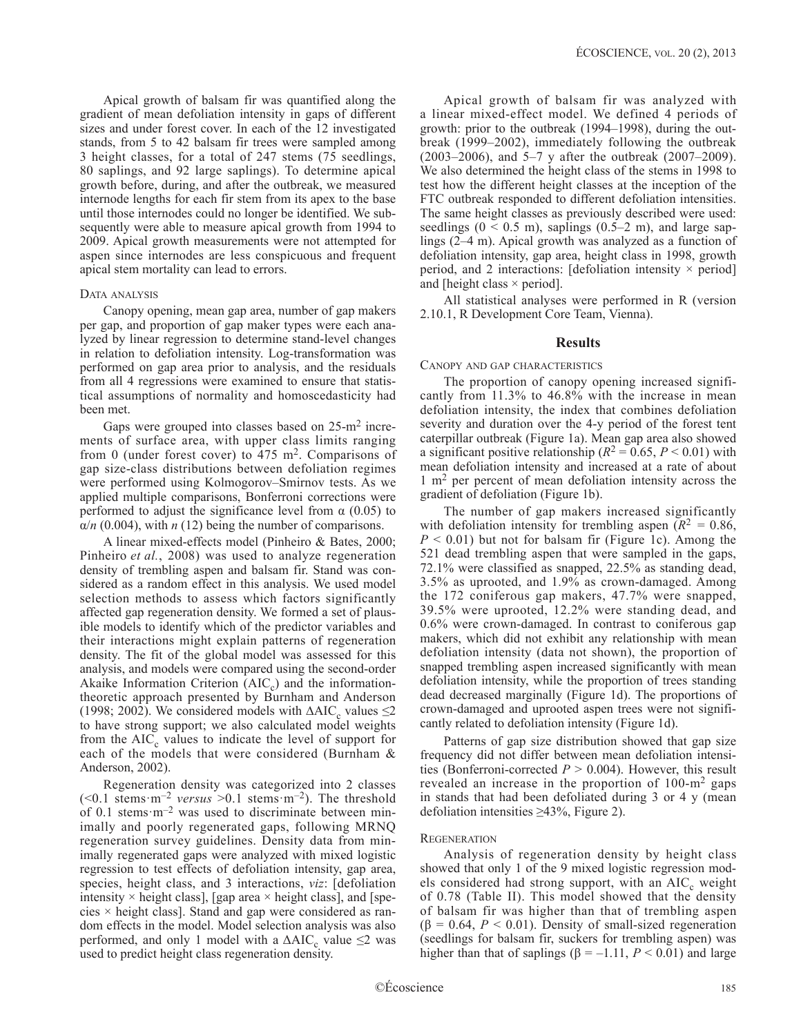Apical growth of balsam fir was quantified along the gradient of mean defoliation intensity in gaps of different sizes and under forest cover. In each of the 12 investigated stands, from 5 to 42 balsam fir trees were sampled among 3 height classes, for a total of 247 stems (75 seedlings, 80 saplings, and 92 large saplings). To determine apical growth before, during, and after the outbreak, we measured internode lengths for each fir stem from its apex to the base until those internodes could no longer be identified. We subsequently were able to measure apical growth from 1994 to 2009. Apical growth measurements were not attempted for aspen since internodes are less conspicuous and frequent apical stem mortality can lead to errors.

### Data analysis

Canopy opening, mean gap area, number of gap makers per gap, and proportion of gap maker types were each analyzed by linear regression to determine stand-level changes in relation to defoliation intensity. Log-transformation was performed on gap area prior to analysis, and the residuals from all 4 regressions were examined to ensure that statistical assumptions of normality and homoscedasticity had been met.

Gaps were grouped into classes based on 25-$m^2$ increments of surface area, with upper class limits ranging from 0 (under forest cover) to 475 $m^2$. Comparisons of gap size-class distributions between defoliation regimes were performed using Kolmogorov–Smirnov tests. As we applied multiple comparisons, Bonferroni corrections were performed to adjust the significance level from $\alpha$ (0.05) to $\alpha/n$ (0.004), with $n$ (12) being the number of comparisons.

A linear mixed-effects model (Pinheiro & Bates, 2000; Pinheiro *et al.*, 2008) was used to analyze regeneration density of trembling aspen and balsam fir. Stand was considered as a random effect in this analysis. We used model selection methods to assess which factors significantly affected gap regeneration density. We formed a set of plausible models to identify which of the predictor variables and their interactions might explain patterns of regeneration density. The fit of the global model was assessed for this analysis, and models were compared using the second-order Akaike Information Criterion ($AIC_c$) and the information-theoretic approach presented by Burnham and Anderson (1998; 2002). We considered models with $\Delta AIC_c$ values $\leq 2$ to have strong support; we also calculated model weights from the $AIC_c$ values to indicate the level of support for each of the models that were considered (Burnham & Anderson, 2002).

Regeneration density was categorized into 2 classes ($<0.1$ stems·$m^{-2}$ *versus* $>0.1$ stems·$m^{-2}$). The threshold of 0.1 stems·$m^{-2}$ was used to discriminate between minimally and poorly regenerated gaps, following MRNQ regeneration survey guidelines. Density data from minimally regenerated gaps were analyzed with mixed logistic regression to test effects of defoliation intensity, gap area, species, height class, and 3 interactions, *viz*: [defoliation intensity × height class], [gap area × height class], and [species × height class]. Stand and gap were considered as random effects in the model. Model selection analysis was also performed, and only 1 model with a $\Delta AIC_c$ value $\leq 2$ was used to predict height class regeneration density.

Apical growth of balsam fir was analyzed with a linear mixed-effect model. We defined 4 periods of growth: prior to the outbreak (1994–1998), during the outbreak (1999–2002), immediately following the outbreak (2003–2006), and 5–7 y after the outbreak (2007–2009). We also determined the height class of the stems in 1998 to test how the different height classes at the inception of the FTC outbreak responded to different defoliation intensities. The same height classes as previously described were used: seedlings ($0 < 0.5$ m), saplings (0.5–2 m), and large saplings (2–4 m). Apical growth was analyzed as a function of defoliation intensity, gap area, height class in 1998, growth period, and 2 interactions: [defoliation intensity × period] and [height class × period].

All statistical analyses were performed in R (version 2.10.1, R Development Core Team, Vienna).

## Results

### Canopy and gap characteristics

The proportion of canopy opening increased significantly from 11.3% to 46.8% with the increase in mean defoliation intensity, the index that combines defoliation severity and duration over the 4-y period of the forest tent caterpillar outbreak (Figure 1a). Mean gap area also showed a significant positive relationship ($R^2 = 0.65$, $P < 0.01$) with mean defoliation intensity and increased at a rate of about 1 $m^2$ per percent of mean defoliation intensity across the gradient of defoliation (Figure 1b).

The number of gap makers increased significantly with defoliation intensity for trembling aspen ($R^2 = 0.86$, $P < 0.01$) but not for balsam fir (Figure 1c). Among the 521 dead trembling aspen that were sampled in the gaps, 72.1% were classified as snapped, 22.5% as standing dead, 3.5% as uprooted, and 1.9% as crown-damaged. Among the 172 coniferous gap makers, 47.7% were snapped, 39.5% were uprooted, 12.2% were standing dead, and 0.6% were crown-damaged. In contrast to coniferous gap makers, which did not exhibit any relationship with mean defoliation intensity (data not shown), the proportion of snapped trembling aspen increased significantly with mean defoliation intensity, while the proportion of trees standing dead decreased marginally (Figure 1d). The proportions of crown-damaged and uprooted aspen trees were not significantly related to defoliation intensity (Figure 1d).

Patterns of gap size distribution showed that gap size frequency did not differ between mean defoliation intensities (Bonferroni-corrected $P > 0.004$). However, this result revealed an increase in the proportion of 100-$m^2$ gaps in stands that had been defoliated during 3 or 4 y (mean defoliation intensities $\geq$43%, Figure 2).

### Regeneration

Analysis of regeneration density by height class showed that only 1 of the 9 mixed logistic regression models considered had strong support, with an $AIC_c$ weight of 0.78 (Table II). This model showed that the density of balsam fir was higher than that of trembling aspen ($\beta = 0.64$, $P < 0.01$). Density of small-sized regeneration (seedlings for balsam fir, suckers for trembling aspen) was higher than that of saplings ($\beta = -1.11$, $P < 0.01$) and large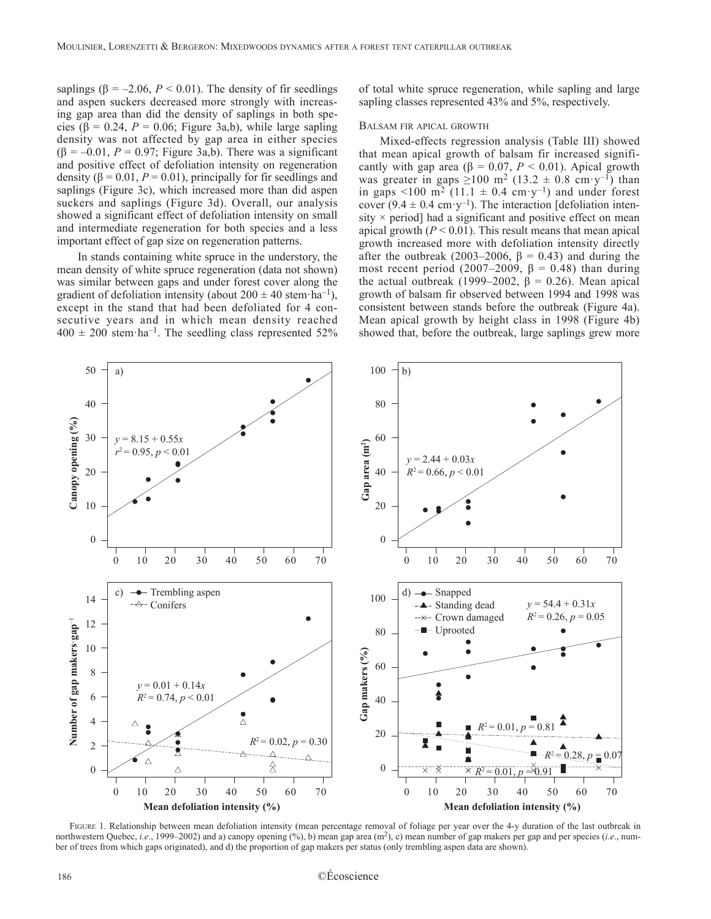saplings ($\beta = -2.06$, $P < 0.01$). The density of fir seedlings and aspen suckers decreased more strongly with increasing gap area than did the density of saplings in both species ($\beta = 0.24$, $P = 0.06$; Figure 3a,b), while large sapling density was not affected by gap area in either species ($\beta = -0.01$, $P = 0.97$; Figure 3a,b). There was a significant and positive effect of defoliation intensity on regeneration density ($\beta = 0.01$, $P = 0.01$), principally for fir seedlings and saplings (Figure 3c), which increased more than did aspen suckers and saplings (Figure 3d). Overall, our analysis showed a significant effect of defoliation intensity on small and intermediate regeneration for both species and a less important effect of gap size on regeneration patterns.

In stands containing white spruce in the understory, the mean density of white spruce regeneration (data not shown) was similar between gaps and under forest cover along the gradient of defoliation intensity (about $200 \pm 40$ stem·ha$^{-1}$), except in the stand that had been defoliated for 4 consecutive years and in which mean density reached $400 \pm 200$ stem·ha$^{-1}$. The seedling class represented 52% of total white spruce regeneration, while sapling and large sapling classes represented 43% and 5%, respectively.

### Balsam fir apical growth

Mixed-effects regression analysis (Table III) showed that mean apical growth of balsam fir increased significantly with gap area ($\beta = 0.07$, $P < 0.01$). Apical growth was greater in gaps $\geq 100$ m$^2$ ($13.2 \pm 0.8$ cm·y$^{-1}$) than in gaps $<100$ m$^2$ ($11.1 \pm 0.4$ cm·y$^{-1}$) and under forest cover ($9.4 \pm 0.4$ cm·y$^{-1}$). The interaction [defoliation intensity × period] had a significant and positive effect on mean apical growth ($P < 0.01$). This result means that mean apical growth increased more with defoliation intensity directly after the outbreak (2003–2006, $\beta = 0.43$) and during the most recent period (2007–2009, $\beta = 0.48$) than during the actual outbreak (1999–2002, $\beta = 0.26$). Mean apical growth of balsam fir observed between 1994 and 1998 was consistent between stands before the outbreak (Figure 4a). Mean apical growth by height class in 1998 (Figure 4b) showed that, before the outbreak, large saplings grew more

FIGURE 1. Relationship between mean defoliation intensity (mean percentage removal of foliage per year over the 4-y duration of the last outbreak in northwestern Quebec, *i.e.*, 1999–2002) and a) canopy opening (%), b) mean gap area (m$^2$), c) mean number of gap makers per gap and per species (*i.e.*, number of trees from which gaps originated), and d) the proportion of gap makers per status (only trembling aspen data are shown).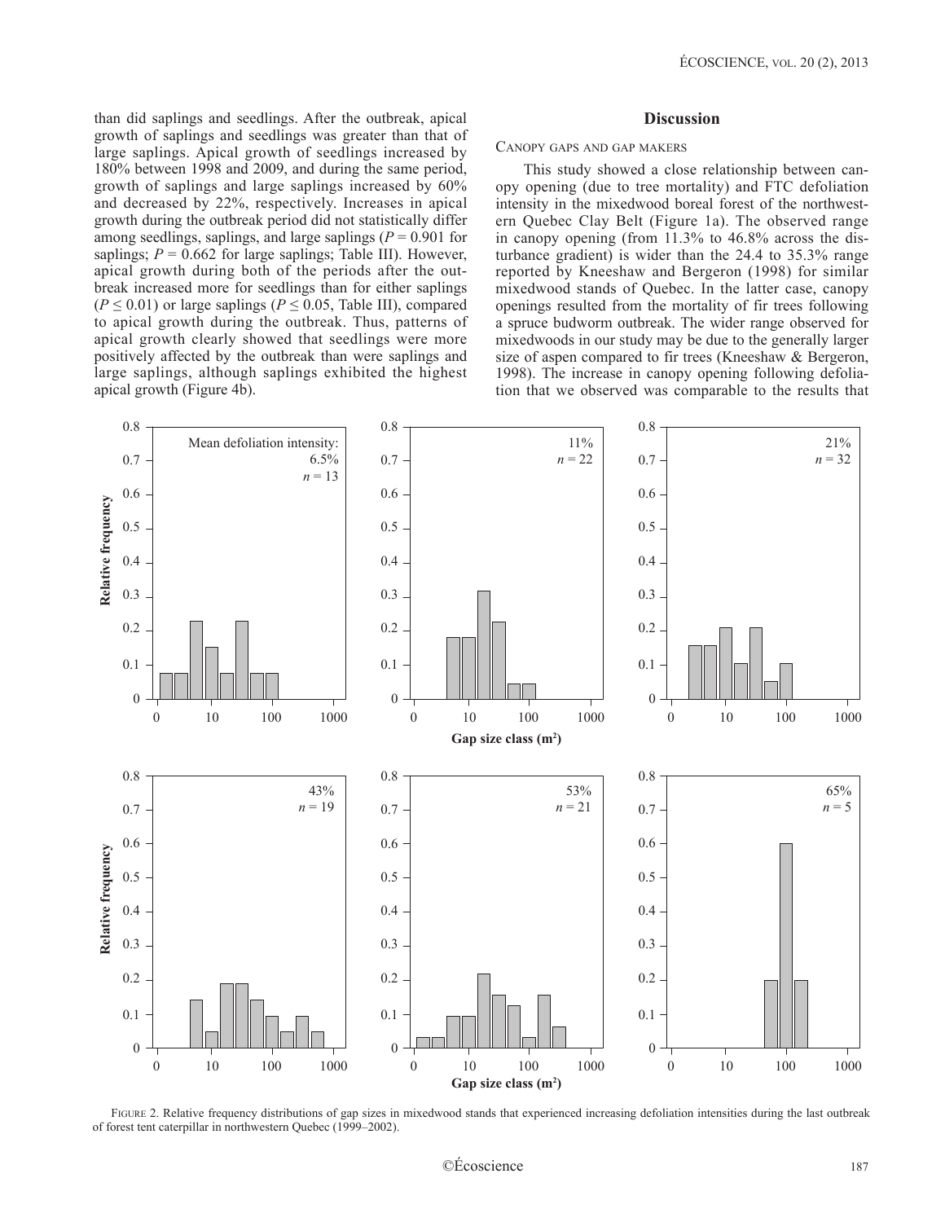than did saplings and seedlings. After the outbreak, apical growth of saplings and seedlings was greater than that of large saplings. Apical growth of seedlings increased by 180% between 1998 and 2009, and during the same period, growth of saplings and large saplings increased by 60% and decreased by 22%, respectively. Increases in apical growth during the outbreak period did not statistically differ among seedlings, saplings, and large saplings ($P = 0.901$ for saplings; $P = 0.662$ for large saplings; Table III). However, apical growth during both of the periods after the outbreak increased more for seedlings than for either saplings ($P \leq 0.01$) or large saplings ($P \leq 0.05$, Table III), compared to apical growth during the outbreak. Thus, patterns of apical growth clearly showed that seedlings were more positively affected by the outbreak than were saplings and large saplings, although saplings exhibited the highest apical growth (Figure 4b).

## Discussion

### Canopy gaps and gap makers

This study showed a close relationship between canopy opening (due to tree mortality) and FTC defoliation intensity in the mixedwood boreal forest of the northwestern Quebec Clay Belt (Figure 1a). The observed range in canopy opening (from 11.3% to 46.8% across the disturbance gradient) is wider than the 24.4 to 35.3% range reported by Kneeshaw and Bergeron (1998) for similar mixedwood stands of Quebec. In the latter case, canopy openings resulted from the mortality of fir trees following a spruce budworm outbreak. The wider range observed for mixedwoods in our study may be due to the generally larger size of aspen compared to fir trees (Kneeshaw & Bergeron, 1998). The increase in canopy opening following defoliation that we observed was comparable to the results that

Figure 2. Relative frequency distributions of gap sizes in mixedwood stands that experienced increasing defoliation intensities during the last outbreak of forest tent caterpillar in northwestern Quebec (1999–2002).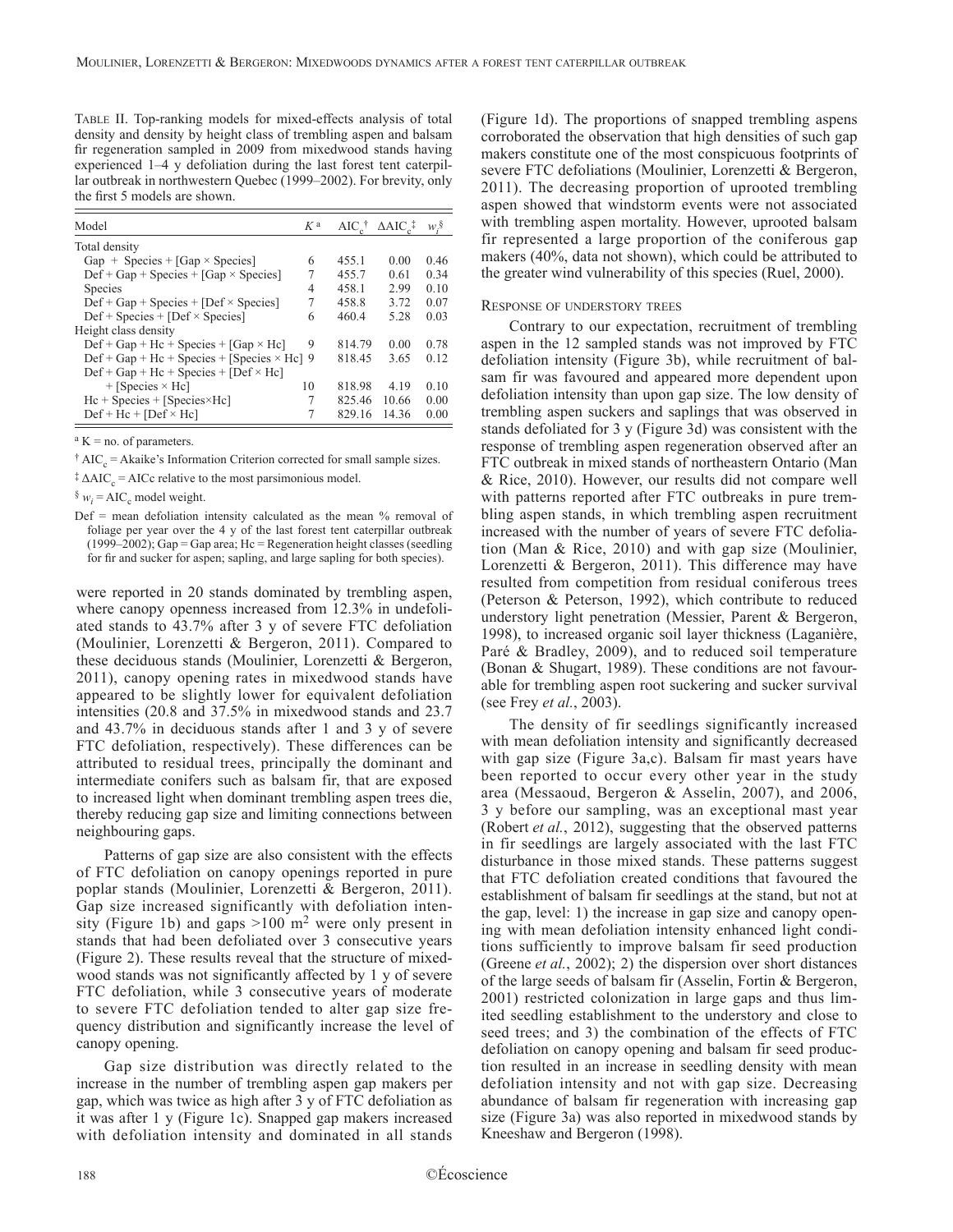Table II. Top-ranking models for mixed-effects analysis of total density and density by height class of trembling aspen and balsam fir regeneration sampled in 2009 from mixedwood stands having experienced 1–4 y defoliation during the last forest tent caterpillar outbreak in northwestern Quebec (1999–2002). For brevity, only the first 5 models are shown.

| Model | $K$[a] | $AIC_c$[†] | $\Delta AIC_c$[‡] | $w_i$[§] |
|---|---|---|---|---|
| Total density | | | | |
| Gap + Species + [Gap × Species] | 6 | 455.1 | 0.00 | 0.46 |
| Def + Gap + Species + [Gap × Species] | 7 | 455.7 | 0.61 | 0.34 |
| Species | 4 | 458.1 | 2.99 | 0.10 |
| Def + Gap + Species + [Def × Species] | 7 | 458.8 | 3.72 | 0.07 |
| Def + Species + [Def × Species] | 6 | 460.4 | 5.28 | 0.03 |
| Height class density | | | | |
| Def + Gap + Hc + Species + [Gap × Hc] | 9 | 814.79 | 0.00 | 0.78 |
| Def + Gap + Hc + Species + [Species × Hc] | 9 | 818.45 | 3.65 | 0.12 |
| Def + Gap + Hc + Species + [Def × Hc] + [Species × Hc] | 10 | 818.98 | 4.19 | 0.10 |
| Hc + Species + [Species×Hc] | 7 | 825.46 | 10.66 | 0.00 |
| Def + Hc + [Def × Hc] | 7 | 829.16 | 14.36 | 0.00 |

[a] K = no. of parameters.

[†] $AIC_c$ = Akaike's Information Criterion corrected for small sample sizes.

[‡] $\Delta AIC_c$ = AICc relative to the most parsimonious model.

[§] $w_i$ = $AIC_c$ model weight.

Def = mean defoliation intensity calculated as the mean % removal of foliage per year over the 4 y of the last forest tent caterpillar outbreak (1999–2002); Gap = Gap area; Hc = Regeneration height classes (seedling for fir and sucker for aspen; sapling, and large sapling for both species).

were reported in 20 stands dominated by trembling aspen, where canopy openness increased from 12.3% in undefoliated stands to 43.7% after 3 y of severe FTC defoliation (Moulinier, Lorenzetti & Bergeron, 2011). Compared to these deciduous stands (Moulinier, Lorenzetti & Bergeron, 2011), canopy opening rates in mixedwood stands have appeared to be slightly lower for equivalent defoliation intensities (20.8 and 37.5% in mixedwood stands and 23.7 and 43.7% in deciduous stands after 1 and 3 y of severe FTC defoliation, respectively). These differences can be attributed to residual trees, principally the dominant and intermediate conifers such as balsam fir, that are exposed to increased light when dominant trembling aspen trees die, thereby reducing gap size and limiting connections between neighbouring gaps.

Patterns of gap size are also consistent with the effects of FTC defoliation on canopy openings reported in pure poplar stands (Moulinier, Lorenzetti & Bergeron, 2011). Gap size increased significantly with defoliation intensity (Figure 1b) and gaps >100 $m^2$ were only present in stands that had been defoliated over 3 consecutive years (Figure 2). These results reveal that the structure of mixedwood stands was not significantly affected by 1 y of severe FTC defoliation, while 3 consecutive years of moderate to severe FTC defoliation tended to alter gap size frequency distribution and significantly increase the level of canopy opening.

Gap size distribution was directly related to the increase in the number of trembling aspen gap makers per gap, which was twice as high after 3 y of FTC defoliation as it was after 1 y (Figure 1c). Snapped gap makers increased with defoliation intensity and dominated in all stands (Figure 1d). The proportions of snapped trembling aspens corroborated the observation that high densities of such gap makers constitute one of the most conspicuous footprints of severe FTC defoliations (Moulinier, Lorenzetti & Bergeron, 2011). The decreasing proportion of uprooted trembling aspen showed that windstorm events were not associated with trembling aspen mortality. However, uprooted balsam fir represented a large proportion of the coniferous gap makers (40%, data not shown), which could be attributed to the greater wind vulnerability of this species (Ruel, 2000).

### Response of understory trees

Contrary to our expectation, recruitment of trembling aspen in the 12 sampled stands was not improved by FTC defoliation intensity (Figure 3b), while recruitment of balsam fir was favoured and appeared more dependent upon defoliation intensity than upon gap size. The low density of trembling aspen suckers and saplings that was observed in stands defoliated for 3 y (Figure 3d) was consistent with the response of trembling aspen regeneration observed after an FTC outbreak in mixed stands of northeastern Ontario (Man & Rice, 2010). However, our results did not compare well with patterns reported after FTC outbreaks in pure trembling aspen stands, in which trembling aspen recruitment increased with the number of years of severe FTC defoliation (Man & Rice, 2010) and with gap size (Moulinier, Lorenzetti & Bergeron, 2011). This difference may have resulted from competition from residual coniferous trees (Peterson & Peterson, 1992), which contribute to reduced understory light penetration (Messier, Parent & Bergeron, 1998), to increased organic soil layer thickness (Laganière, Paré & Bradley, 2009), and to reduced soil temperature (Bonan & Shugart, 1989). These conditions are not favourable for trembling aspen root suckering and sucker survival (see Frey *et al.*, 2003).

The density of fir seedlings significantly increased with mean defoliation intensity and significantly decreased with gap size (Figure 3a,c). Balsam fir mast years have been reported to occur every other year in the study area (Messaoud, Bergeron & Asselin, 2007), and 2006, 3 y before our sampling, was an exceptional mast year (Robert *et al.*, 2012), suggesting that the observed patterns in fir seedlings are largely associated with the last FTC disturbance in those mixed stands. These patterns suggest that FTC defoliation created conditions that favoured the establishment of balsam fir seedlings at the stand, but not at the gap, level: 1) the increase in gap size and canopy opening with mean defoliation intensity enhanced light conditions sufficiently to improve balsam fir seed production (Greene *et al.*, 2002); 2) the dispersion over short distances of the large seeds of balsam fir (Asselin, Fortin & Bergeron, 2001) restricted colonization in large gaps and thus limited seedling establishment to the understory and close to seed trees; and 3) the combination of the effects of FTC defoliation on canopy opening and balsam fir seed production resulted in an increase in seedling density with mean defoliation intensity and not with gap size. Decreasing abundance of balsam fir regeneration with increasing gap size (Figure 3a) was also reported in mixedwood stands by Kneeshaw and Bergeron (1998).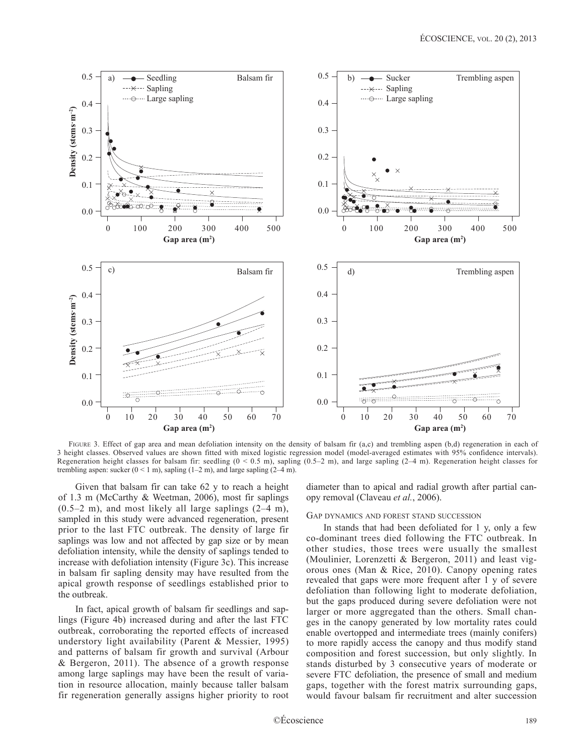FIGURE 3. Effect of gap area and mean defoliation intensity on the density of balsam fir (a,c) and trembling aspen (b,d) regeneration in each of 3 height classes. Observed values are shown fitted with mixed logistic regression model (model-averaged estimates with 95% confidence intervals). Regeneration height classes for balsam fir: seedling (0 < 0.5 m), sapling (0.5–2 m), and large sapling (2–4 m). Regeneration height classes for trembling aspen: sucker (0 < 1 m), sapling (1–2 m), and large sapling (2–4 m).

Given that balsam fir can take 62 y to reach a height of 1.3 m (McCarthy & Weetman, 2006), most fir saplings (0.5–2 m), and most likely all large saplings (2–4 m), sampled in this study were advanced regeneration, present prior to the last FTC outbreak. The density of large fir saplings was low and not affected by gap size or by mean defoliation intensity, while the density of saplings tended to increase with defoliation intensity (Figure 3c). This increase in balsam fir sapling density may have resulted from the apical growth response of seedlings established prior to the outbreak.

In fact, apical growth of balsam fir seedlings and saplings (Figure 4b) increased during and after the last FTC outbreak, corroborating the reported effects of increased understory light availability (Parent & Messier, 1995) and patterns of balsam fir growth and survival (Arbour & Bergeron, 2011). The absence of a growth response among large saplings may have been the result of variation in resource allocation, mainly because taller balsam fir regeneration generally assigns higher priority to root diameter than to apical and radial growth after partial canopy removal (Claveau *et al.*, 2006).

## Gap dynamics and forest stand succession

In stands that had been defoliated for 1 y, only a few co-dominant trees died following the FTC outbreak. In other studies, those trees were usually the smallest (Moulinier, Lorenzetti & Bergeron, 2011) and least vigorous ones (Man & Rice, 2010). Canopy opening rates revealed that gaps were more frequent after 1 y of severe defoliation than following light to moderate defoliation, but the gaps produced during severe defoliation were not larger or more aggregated than the others. Small changes in the canopy generated by low mortality rates could enable overtopped and intermediate trees (mainly conifers) to more rapidly access the canopy and thus modify stand composition and forest succession, but only slightly. In stands disturbed by 3 consecutive years of moderate or severe FTC defoliation, the presence of small and medium gaps, together with the forest matrix surrounding gaps, would favour balsam fir recruitment and alter succession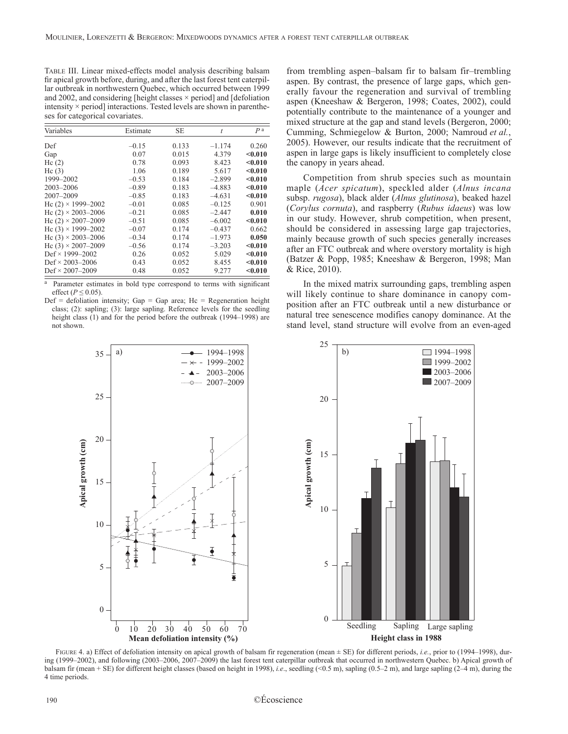TABLE III. Linear mixed-effects model analysis describing balsam fir apical growth before, during, and after the last forest tent caterpillar outbreak in northwestern Quebec, which occurred between 1999 and 2002, and considering [height classes × period] and [defoliation intensity × period] interactions. Tested levels are shown in parentheses for categorical covariates.

| Variables | Estimate | SE | $t$ | $P$ [a] |
|---|---|---|---|---|
| Def | –0.15 | 0.133 | –1.174 | 0.260 |
| Gap | 0.07 | 0.015 | 4.379 | **<0.010** |
| Hc (2) | 0.78 | 0.093 | 8.423 | **<0.010** |
| Hc (3) | 1.06 | 0.189 | 5.617 | **<0.010** |
| 1999–2002 | –0.53 | 0.184 | –2.899 | **<0.010** |
| 2003–2006 | –0.89 | 0.183 | –4.883 | **<0.010** |
| 2007–2009 | –0.85 | 0.183 | –4.631 | **<0.010** |
| Hc (2) × 1999–2002 | –0.01 | 0.085 | –0.125 | 0.901 |
| Hc (2) × 2003–2006 | –0.21 | 0.085 | –2.447 | **0.010** |
| Hc (2) × 2007–2009 | –0.51 | 0.085 | –6.002 | **<0.010** |
| Hc (3) × 1999–2002 | –0.07 | 0.174 | –0.437 | 0.662 |
| Hc (3) × 2003–2006 | –0.34 | 0.174 | –1.973 | **0.050** |
| Hc (3) × 2007–2009 | –0.56 | 0.174 | –3.203 | **<0.010** |
| Def × 1999–2002 | 0.26 | 0.052 | 5.029 | **<0.010** |
| Def × 2003–2006 | 0.43 | 0.052 | 8.455 | **<0.010** |
| Def × 2007–2009 | 0.48 | 0.052 | 9.277 | **<0.010** |

[a] Parameter estimates in bold type correspond to terms with significant effect ($P \leq 0.05$).

Def = defoliation intensity; Gap = Gap area; Hc = Regeneration height class; (2): sapling; (3): large sapling. Reference levels for the seedling height class (1) and for the period before the outbreak (1994–1998) are not shown.

from trembling aspen–balsam fir to balsam fir–trembling aspen. By contrast, the presence of large gaps, which generally favour the regeneration and survival of trembling aspen (Kneeshaw & Bergeron, 1998; Coates, 2002), could potentially contribute to the maintenance of a younger and mixed structure at the gap and stand levels (Bergeron, 2000; Cumming, Schmiegelow & Burton, 2000; Namroud *et al.*, 2005). However, our results indicate that the recruitment of aspen in large gaps is likely insufficient to completely close the canopy in years ahead.

Competition from shrub species such as mountain maple (*Acer spicatum*), speckled alder (*Alnus incana* subsp. *rugosa*), black alder (*Alnus glutinosa*), beaked hazel (*Corylus cornuta*), and raspberry (*Rubus idaeus*) was low in our study. However, shrub competition, when present, should be considered in assessing large gap trajectories, mainly because growth of such species generally increases after an FTC outbreak and where overstory mortality is high (Batzer & Popp, 1985; Kneeshaw & Bergeron, 1998; Man & Rice, 2010).

In the mixed matrix surrounding gaps, trembling aspen will likely continue to share dominance in canopy composition after an FTC outbreak until a new disturbance or natural tree senescence modifies canopy dominance. At the stand level, stand structure will evolve from an even-aged

FIGURE 4. a) Effect of defoliation intensity on apical growth of balsam fir regeneration (mean ± SE) for different periods, *i.e.*, prior to (1994–1998), during (1999–2002), and following (2003–2006, 2007–2009) the last forest tent caterpillar outbreak that occurred in northwestern Quebec. b) Apical growth of balsam fir (mean + SE) for different height classes (based on height in 1998), *i.e*., seedling (<0.5 m), sapling (0.5–2 m), and large sapling (2–4 m), during the 4 time periods.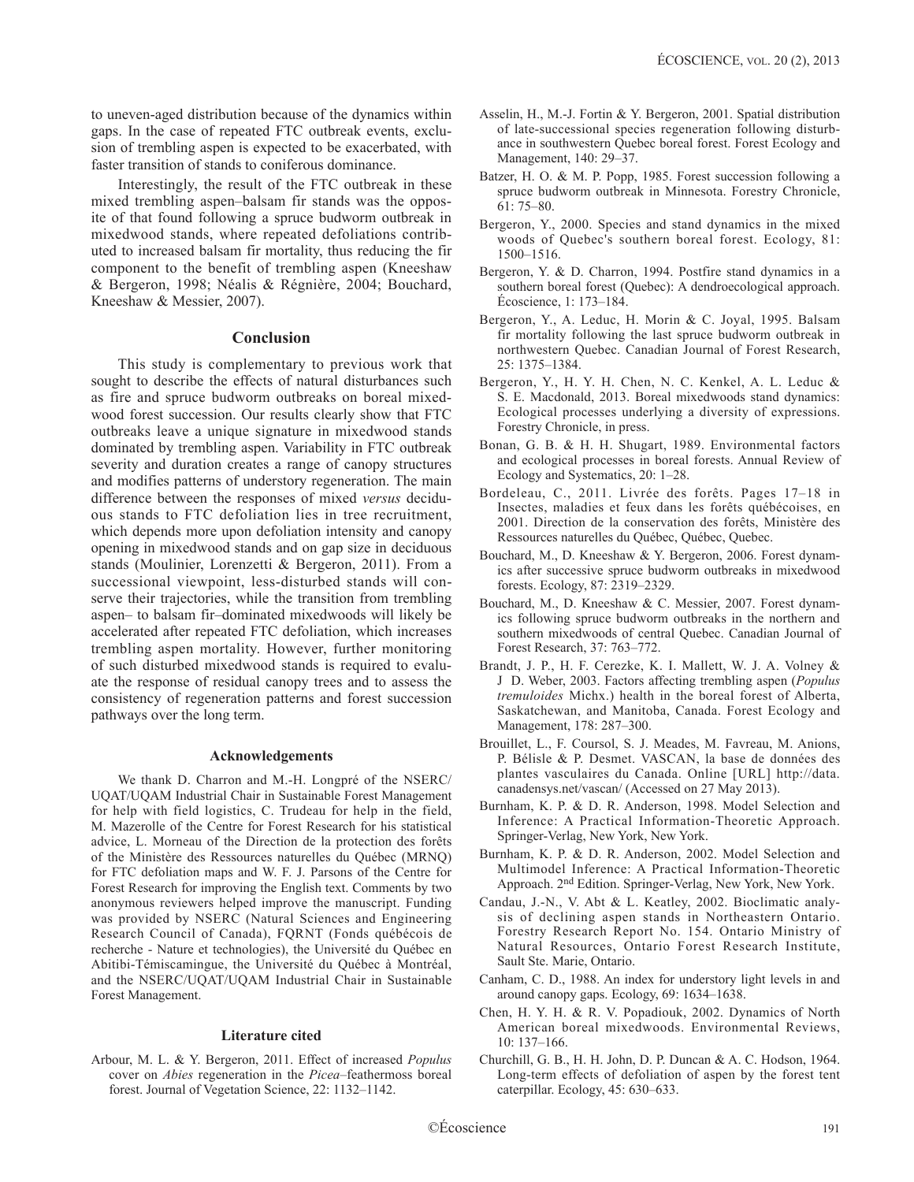to uneven-aged distribution because of the dynamics within gaps. In the case of repeated FTC outbreak events, exclusion of trembling aspen is expected to be exacerbated, with faster transition of stands to coniferous dominance.

Interestingly, the result of the FTC outbreak in these mixed trembling aspen–balsam fir stands was the opposite of that found following a spruce budworm outbreak in mixedwood stands, where repeated defoliations contributed to increased balsam fir mortality, thus reducing the fir component to the benefit of trembling aspen (Kneeshaw & Bergeron, 1998; Néalis & Régnière, 2004; Bouchard, Kneeshaw & Messier, 2007).

## Conclusion

This study is complementary to previous work that sought to describe the effects of natural disturbances such as fire and spruce budworm outbreaks on boreal mixedwood forest succession. Our results clearly show that FTC outbreaks leave a unique signature in mixedwood stands dominated by trembling aspen. Variability in FTC outbreak severity and duration creates a range of canopy structures and modifies patterns of understory regeneration. The main difference between the responses of mixed *versus* deciduous stands to FTC defoliation lies in tree recruitment, which depends more upon defoliation intensity and canopy opening in mixedwood stands and on gap size in deciduous stands (Moulinier, Lorenzetti & Bergeron, 2011). From a successional viewpoint, less-disturbed stands will conserve their trajectories, while the transition from trembling aspen– to balsam fir–dominated mixedwoods will likely be accelerated after repeated FTC defoliation, which increases trembling aspen mortality. However, further monitoring of such disturbed mixedwood stands is required to evaluate the response of residual canopy trees and to assess the consistency of regeneration patterns and forest succession pathways over the long term.

### Acknowledgements

We thank D. Charron and M.-H. Longpré of the NSERC/UQAT/UQAM Industrial Chair in Sustainable Forest Management for help with field logistics, C. Trudeau for help in the field, M. Mazerolle of the Centre for Forest Research for his statistical advice, L. Morneau of the Direction de la protection des forêts of the Ministère des Ressources naturelles du Québec (MRNQ) for FTC defoliation maps and W. F. J. Parsons of the Centre for Forest Research for improving the English text. Comments by two anonymous reviewers helped improve the manuscript. Funding was provided by NSERC (Natural Sciences and Engineering Research Council of Canada), FQRNT (Fonds québécois de recherche - Nature et technologies), the Université du Québec en Abitibi-Témiscamingue, the Université du Québec à Montréal, and the NSERC/UQAT/UQAM Industrial Chair in Sustainable Forest Management.

### Literature cited

Arbour, M. L. & Y. Bergeron, 2011. Effect of increased *Populus* cover on *Abies* regeneration in the *Picea*–feathermoss boreal forest. Journal of Vegetation Science, 22: 1132–1142.

Asselin, H., M.-J. Fortin & Y. Bergeron, 2001. Spatial distribution of late-successional species regeneration following disturbance in southwestern Quebec boreal forest. Forest Ecology and Management, 140: 29–37.

Batzer, H. O. & M. P. Popp, 1985. Forest succession following a spruce budworm outbreak in Minnesota. Forestry Chronicle, 61: 75–80.

Bergeron, Y., 2000. Species and stand dynamics in the mixed woods of Quebec's southern boreal forest. Ecology, 81: 1500–1516.

Bergeron, Y. & D. Charron, 1994. Postfire stand dynamics in a southern boreal forest (Quebec): A dendroecological approach. Écoscience, 1: 173–184.

Bergeron, Y., A. Leduc, H. Morin & C. Joyal, 1995. Balsam fir mortality following the last spruce budworm outbreak in northwestern Quebec. Canadian Journal of Forest Research, 25: 1375–1384.

Bergeron, Y., H. Y. H. Chen, N. C. Kenkel, A. L. Leduc & S. E. Macdonald, 2013. Boreal mixedwoods stand dynamics: Ecological processes underlying a diversity of expressions. Forestry Chronicle, in press.

Bonan, G. B. & H. H. Shugart, 1989. Environmental factors and ecological processes in boreal forests. Annual Review of Ecology and Systematics, 20: 1–28.

Bordeleau, C., 2011. Livrée des forêts. Pages 17–18 in Insectes, maladies et feux dans les forêts québécoises, en 2001. Direction de la conservation des forêts, Ministère des Ressources naturelles du Québec, Québec, Quebec.

Bouchard, M., D. Kneeshaw & Y. Bergeron, 2006. Forest dynamics after successive spruce budworm outbreaks in mixedwood forests. Ecology, 87: 2319–2329.

Bouchard, M., D. Kneeshaw & C. Messier, 2007. Forest dynamics following spruce budworm outbreaks in the northern and southern mixedwoods of central Quebec. Canadian Journal of Forest Research, 37: 763–772.

Brandt, J. P., H. F. Cerezke, K. I. Mallett, W. J. A. Volney & J D. Weber, 2003. Factors affecting trembling aspen (*Populus tremuloides* Michx.) health in the boreal forest of Alberta, Saskatchewan, and Manitoba, Canada. Forest Ecology and Management, 178: 287–300.

Brouillet, L., F. Coursol, S. J. Meades, M. Favreau, M. Anions, P. Bélisle & P. Desmet. VASCAN, la base de données des plantes vasculaires du Canada. Online [URL] http://data.canadensys.net/vascan/ (Accessed on 27 May 2013).

Burnham, K. P. & D. R. Anderson, 1998. Model Selection and Inference: A Practical Information-Theoretic Approach. Springer-Verlag, New York, New York.

Burnham, K. P. & D. R. Anderson, 2002. Model Selection and Multimodel Inference: A Practical Information-Theoretic Approach. 2nd Edition. Springer-Verlag, New York, New York.

Candau, J.-N., V. Abt & L. Keatley, 2002. Bioclimatic analysis of declining aspen stands in Northeastern Ontario. Forestry Research Report No. 154. Ontario Ministry of Natural Resources, Ontario Forest Research Institute, Sault Ste. Marie, Ontario.

Canham, C. D., 1988. An index for understory light levels in and around canopy gaps. Ecology, 69: 1634–1638.

Chen, H. Y. H. & R. V. Popadiouk, 2002. Dynamics of North American boreal mixedwoods. Environmental Reviews, 10: 137–166.

Churchill, G. B., H. H. John, D. P. Duncan & A. C. Hodson, 1964. Long-term effects of defoliation of aspen by the forest tent caterpillar. Ecology, 45: 630–633.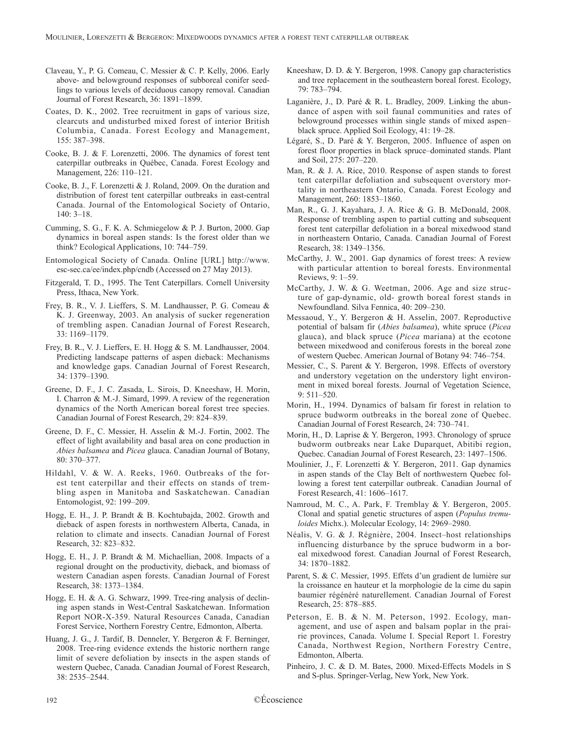Claveau, Y., P. G. Comeau, C. Messier & C. P. Kelly, 2006. Early above- and belowground responses of subboreal conifer seedlings to various levels of deciduous canopy removal. Canadian Journal of Forest Research, 36: 1891–1899.

Coates, D. K., 2002. Tree recruitment in gaps of various size, clearcuts and undisturbed mixed forest of interior British Columbia, Canada. Forest Ecology and Management, 155: 387–398.

Cooke, B. J. & F. Lorenzetti, 2006. The dynamics of forest tent caterpillar outbreaks in Québec, Canada. Forest Ecology and Management, 226: 110–121.

Cooke, B. J., F. Lorenzetti & J. Roland, 2009. On the duration and distribution of forest tent caterpillar outbreaks in east-central Canada. Journal of the Entomological Society of Ontario, 140: 3–18.

Cumming, S. G., F. K. A. Schmiegelow & P. J. Burton, 2000. Gap dynamics in boreal aspen stands: Is the forest older than we think? Ecological Applications, 10: 744–759.

Entomological Society of Canada. Online [URL] http://www.esc-sec.ca/ee/index.php/cndb (Accessed on 27 May 2013).

Fitzgerald, T. D., 1995. The Tent Caterpillars. Cornell University Press, Ithaca, New York.

Frey, B. R., V. J. Lieffers, S. M. Landhausser, P. G. Comeau & K. J. Greenway, 2003. An analysis of sucker regeneration of trembling aspen. Canadian Journal of Forest Research, 33: 1169–1179.

Frey, B. R., V. J. Lieffers, E. H. Hogg & S. M. Landhausser, 2004. Predicting landscape patterns of aspen dieback: Mechanisms and knowledge gaps. Canadian Journal of Forest Research, 34: 1379–1390.

Greene, D. F., J. C. Zasada, L. Sirois, D. Kneeshaw, H. Morin, I. Charron & M.-J. Simard, 1999. A review of the regeneration dynamics of the North American boreal forest tree species. Canadian Journal of Forest Research, 29: 824–839.

Greene, D. F., C. Messier, H. Asselin & M.-J. Fortin, 2002. The effect of light availability and basal area on cone production in *Abies balsamea* and *Picea* glauca. Canadian Journal of Botany, 80: 370–377.

Hildahl, V. & W. A. Reeks, 1960. Outbreaks of the forest tent caterpillar and their effects on stands of trembling aspen in Manitoba and Saskatchewan. Canadian Entomologist, 92: 199–209.

Hogg, E. H., J. P. Brandt & B. Kochtubajda, 2002. Growth and dieback of aspen forests in northwestern Alberta, Canada, in relation to climate and insects. Canadian Journal of Forest Research, 32: 823–832.

Hogg, E. H., J. P. Brandt & M. Michaellian, 2008. Impacts of a regional drought on the productivity, dieback, and biomass of western Canadian aspen forests. Canadian Journal of Forest Research, 38: 1373–1384.

Hogg, E. H. & A. G. Schwarz, 1999. Tree-ring analysis of declining aspen stands in West-Central Saskatchewan. Information Report NOR-X-359. Natural Resources Canada, Canadian Forest Service, Northern Forestry Centre, Edmonton, Alberta.

Huang, J. G., J. Tardif, B. Denneler, Y. Bergeron & F. Berninger, 2008. Tree-ring evidence extends the historic northern range limit of severe defoliation by insects in the aspen stands of western Quebec, Canada. Canadian Journal of Forest Research, 38: 2535–2544.

Kneeshaw, D. D. & Y. Bergeron, 1998. Canopy gap characteristics and tree replacement in the southeastern boreal forest. Ecology, 79: 783–794.

Laganière, J., D. Paré & R. L. Bradley, 2009. Linking the abundance of aspen with soil faunal communities and rates of belowground processes within single stands of mixed aspen–black spruce. Applied Soil Ecology, 41: 19–28.

Légaré, S., D. Paré & Y. Bergeron, 2005. Influence of aspen on forest floor properties in black spruce–dominated stands. Plant and Soil, 275: 207–220.

Man, R. & J. A. Rice, 2010. Response of aspen stands to forest tent caterpillar defoliation and subsequent overstory mortality in northeastern Ontario, Canada. Forest Ecology and Management, 260: 1853–1860.

Man, R., G. J. Kayahara, J. A. Rice & G. B. McDonald, 2008. Response of trembling aspen to partial cutting and subsequent forest tent caterpillar defoliation in a boreal mixedwood stand in northeastern Ontario, Canada. Canadian Journal of Forest Research, 38: 1349–1356.

McCarthy, J. W., 2001. Gap dynamics of forest trees: A review with particular attention to boreal forests. Environmental Reviews, 9: 1–59.

McCarthy, J. W. & G. Weetman, 2006. Age and size structure of gap-dynamic, old- growth boreal forest stands in Newfoundland. Silva Fennica, 40: 209–230.

Messaoud, Y., Y. Bergeron & H. Asselin, 2007. Reproductive potential of balsam fir (*Abies balsamea*), white spruce (*Picea* glauca), and black spruce (*Picea* mariana) at the ecotone between mixedwood and coniferous forests in the boreal zone of western Quebec. American Journal of Botany 94: 746–754.

Messier, C., S. Parent & Y. Bergeron, 1998. Effects of overstory and understory vegetation on the understory light environment in mixed boreal forests. Journal of Vegetation Science, 9: 511–520.

Morin, H., 1994. Dynamics of balsam fir forest in relation to spruce budworm outbreaks in the boreal zone of Quebec. Canadian Journal of Forest Research, 24: 730–741.

Morin, H., D. Laprise & Y. Bergeron, 1993. Chronology of spruce budworm outbreaks near Lake Duparquet, Abitibi region, Quebec. Canadian Journal of Forest Research, 23: 1497–1506.

Moulinier, J., F. Lorenzetti & Y. Bergeron, 2011. Gap dynamics in aspen stands of the Clay Belt of northwestern Quebec following a forest tent caterpillar outbreak. Canadian Journal of Forest Research, 41: 1606–1617.

Namroud, M. C., A. Park, F. Tremblay & Y. Bergeron, 2005. Clonal and spatial genetic structures of aspen (*Populus tremuloides* Michx.). Molecular Ecology, 14: 2969–2980.

Néalis, V. G. & J. Régnière, 2004. Insect–host relationships influencing disturbance by the spruce budworm in a boreal mixedwood forest. Canadian Journal of Forest Research, 34: 1870–1882.

Parent, S. & C. Messier, 1995. Effets d'un gradient de lumière sur la croissance en hauteur et la morphologie de la cime du sapin baumier régénéré naturellement. Canadian Journal of Forest Research, 25: 878–885.

Peterson, E. B. & N. M. Peterson, 1992. Ecology, management, and use of aspen and balsam poplar in the prairie provinces, Canada. Volume I. Special Report 1. Forestry Canada, Northwest Region, Northern Forestry Centre, Edmonton, Alberta.

Pinheiro, J. C. & D. M. Bates, 2000. Mixed-Effects Models in S and S-plus. Springer-Verlag, New York, New York.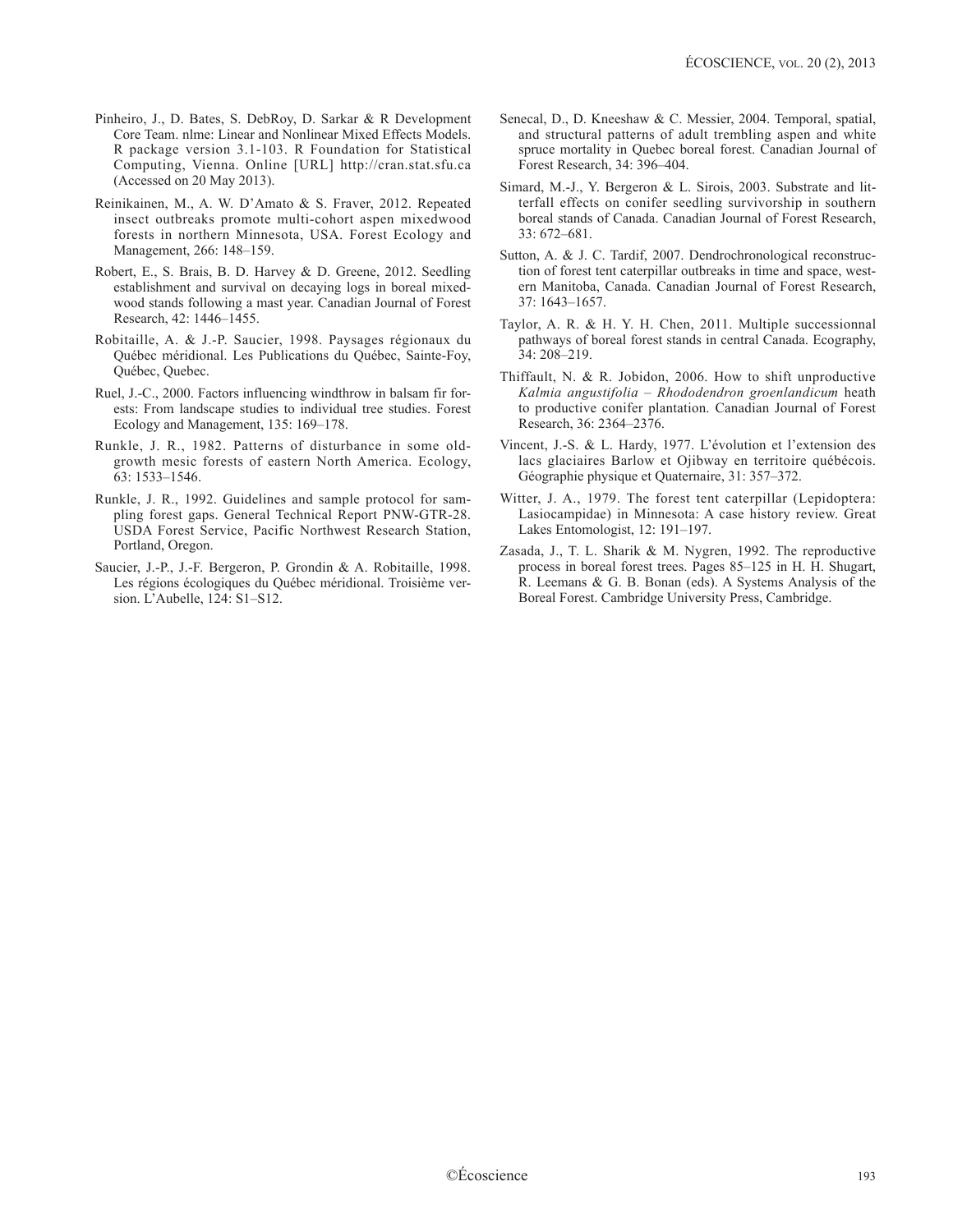Pinheiro, J., D. Bates, S. DebRoy, D. Sarkar & R Development Core Team. nlme: Linear and Nonlinear Mixed Effects Models. R package version 3.1-103. R Foundation for Statistical Computing, Vienna. Online [URL] http://cran.stat.sfu.ca (Accessed on 20 May 2013).

Reinikainen, M., A. W. D'Amato & S. Fraver, 2012. Repeated insect outbreaks promote multi-cohort aspen mixedwood forests in northern Minnesota, USA. Forest Ecology and Management, 266: 148–159.

Robert, E., S. Brais, B. D. Harvey & D. Greene, 2012. Seedling establishment and survival on decaying logs in boreal mixedwood stands following a mast year. Canadian Journal of Forest Research, 42: 1446–1455.

Robitaille, A. & J.-P. Saucier, 1998. Paysages régionaux du Québec méridional. Les Publications du Québec, Sainte-Foy, Québec, Quebec.

Ruel, J.-C., 2000. Factors influencing windthrow in balsam fir forests: From landscape studies to individual tree studies. Forest Ecology and Management, 135: 169–178.

Runkle, J. R., 1982. Patterns of disturbance in some old-growth mesic forests of eastern North America. Ecology, 63: 1533–1546.

Runkle, J. R., 1992. Guidelines and sample protocol for sampling forest gaps. General Technical Report PNW-GTR-28. USDA Forest Service, Pacific Northwest Research Station, Portland, Oregon.

Saucier, J.-P., J.-F. Bergeron, P. Grondin & A. Robitaille, 1998. Les régions écologiques du Québec méridional. Troisième version. L'Aubelle, 124: S1–S12.

Senecal, D., D. Kneeshaw & C. Messier, 2004. Temporal, spatial, and structural patterns of adult trembling aspen and white spruce mortality in Quebec boreal forest. Canadian Journal of Forest Research, 34: 396–404.

Simard, M.-J., Y. Bergeron & L. Sirois, 2003. Substrate and litterfall effects on conifer seedling survivorship in southern boreal stands of Canada. Canadian Journal of Forest Research, 33: 672–681.

Sutton, A. & J. C. Tardif, 2007. Dendrochronological reconstruction of forest tent caterpillar outbreaks in time and space, western Manitoba, Canada. Canadian Journal of Forest Research, 37: 1643–1657.

Taylor, A. R. & H. Y. H. Chen, 2011. Multiple successionnal pathways of boreal forest stands in central Canada. Ecography, 34: 208–219.

Thiffault, N. & R. Jobidon, 2006. How to shift unproductive *Kalmia angustifolia* – *Rhododendron groenlandicum* heath to productive conifer plantation. Canadian Journal of Forest Research, 36: 2364–2376.

Vincent, J.-S. & L. Hardy, 1977. L'évolution et l'extension des lacs glaciaires Barlow et Ojibway en territoire québécois. Géographie physique et Quaternaire, 31: 357–372.

Witter, J. A., 1979. The forest tent caterpillar (Lepidoptera: Lasiocampidae) in Minnesota: A case history review. Great Lakes Entomologist, 12: 191–197.

Zasada, J., T. L. Sharik & M. Nygren, 1992. The reproductive process in boreal forest trees. Pages 85–125 in H. H. Shugart, R. Leemans & G. B. Bonan (eds). A Systems Analysis of the Boreal Forest. Cambridge University Press, Cambridge.